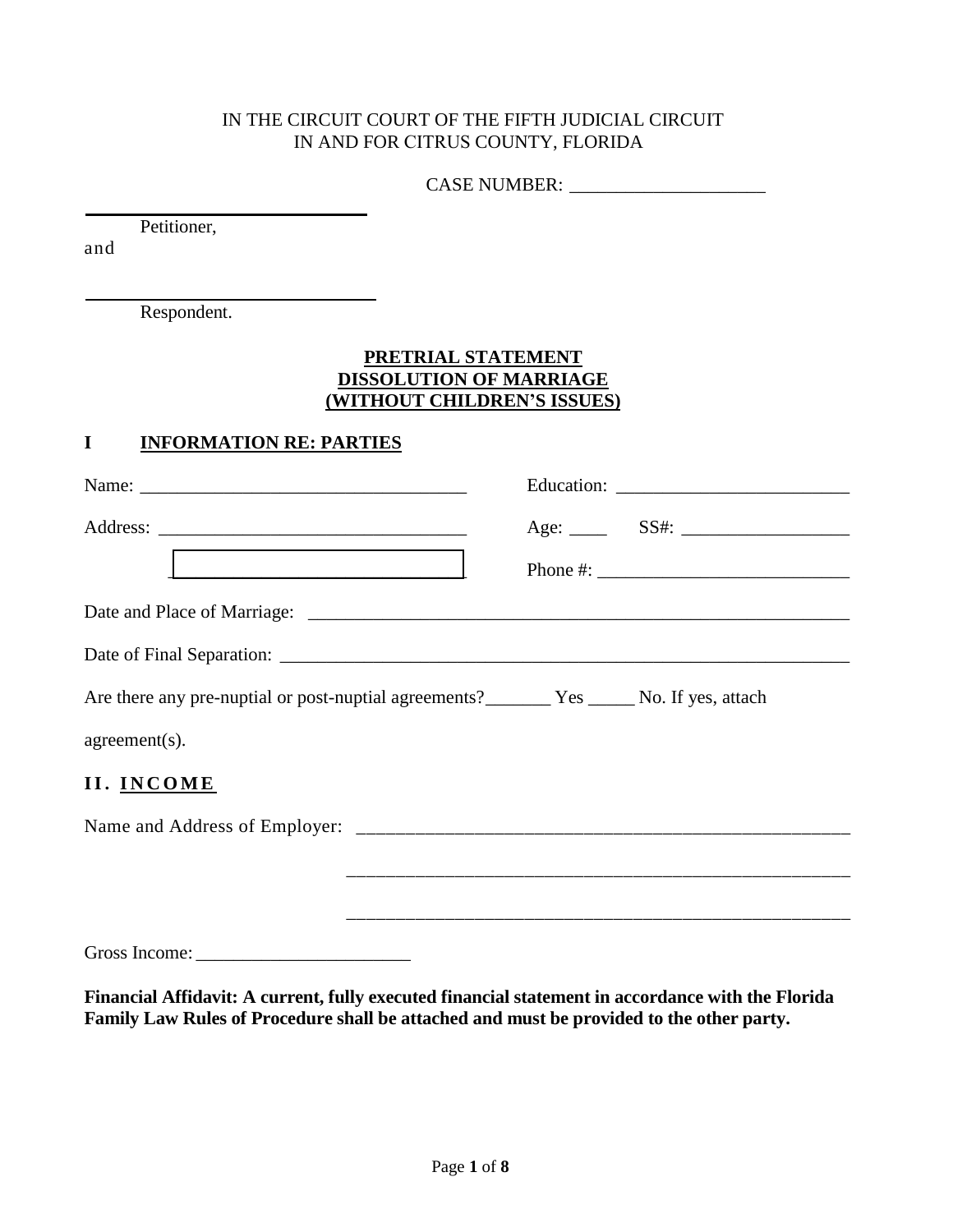IN THE CIRCUIT COURT OF THE FIFTH JUDICIAL CIRCUIT
IN AND FOR CITRUS COUNTY, FLORIDA

CASE NUMBER: ____________________

______________________________
Petitioner,

and

______________________________
Respondent.

**PRETRIAL STATEMENT**
**DISSOLUTION OF MARRIAGE**
**(WITHOUT CHILDREN'S ISSUES)**

## I INFORMATION RE: PARTIES

Name: ________________________________ Education: ______________________

Address: ______________________________ Age: ____ SS#: ________________

______________________________ Phone #: ________________________

Date and Place of Marriage: ______________________________________________________

Date of Final Separation: ________________________________________________________

Are there any pre-nuptial or post-nuptial agreements?_______ Yes _____ No. If yes, attach agreement(s).

## II. INCOME

Name and Address of Employer: ____________________________________________

____________________________________________

____________________________________________

Gross Income: ______________________

**Financial Affidavit: A current, fully executed financial statement in accordance with the Florida Family Law Rules of Procedure shall be attached and must be provided to the other party.**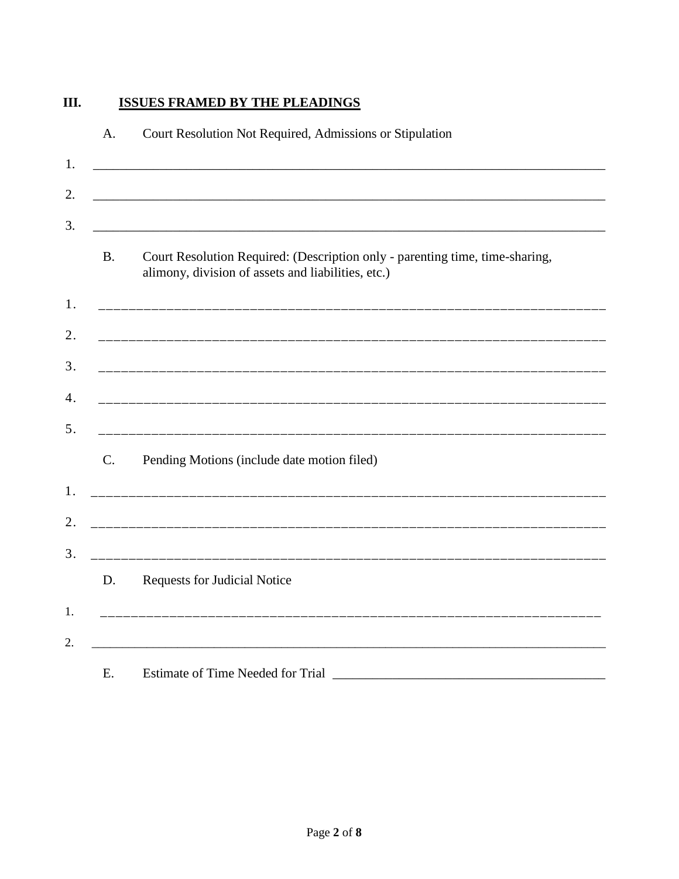## III. ISSUES FRAMED BY THE PLEADINGS

A. Court Resolution Not Required, Admissions or Stipulation

1. ______________________________________________________________________________

2. ______________________________________________________________________________

3. ______________________________________________________________________________

B. Court Resolution Required: (Description only - parenting time, time-sharing, alimony, division of assets and liabilities, etc.)

1. ______________________________________________________________________________

2. ______________________________________________________________________________

3. ______________________________________________________________________________

4. ______________________________________________________________________________

5. ______________________________________________________________________________

C. Pending Motions (include date motion filed)

1. ______________________________________________________________________________

2. ______________________________________________________________________________

3. ______________________________________________________________________________

D. Requests for Judicial Notice

1. ______________________________________________________________________________

2. ______________________________________________________________________________

E. Estimate of Time Needed for Trial ________________________________________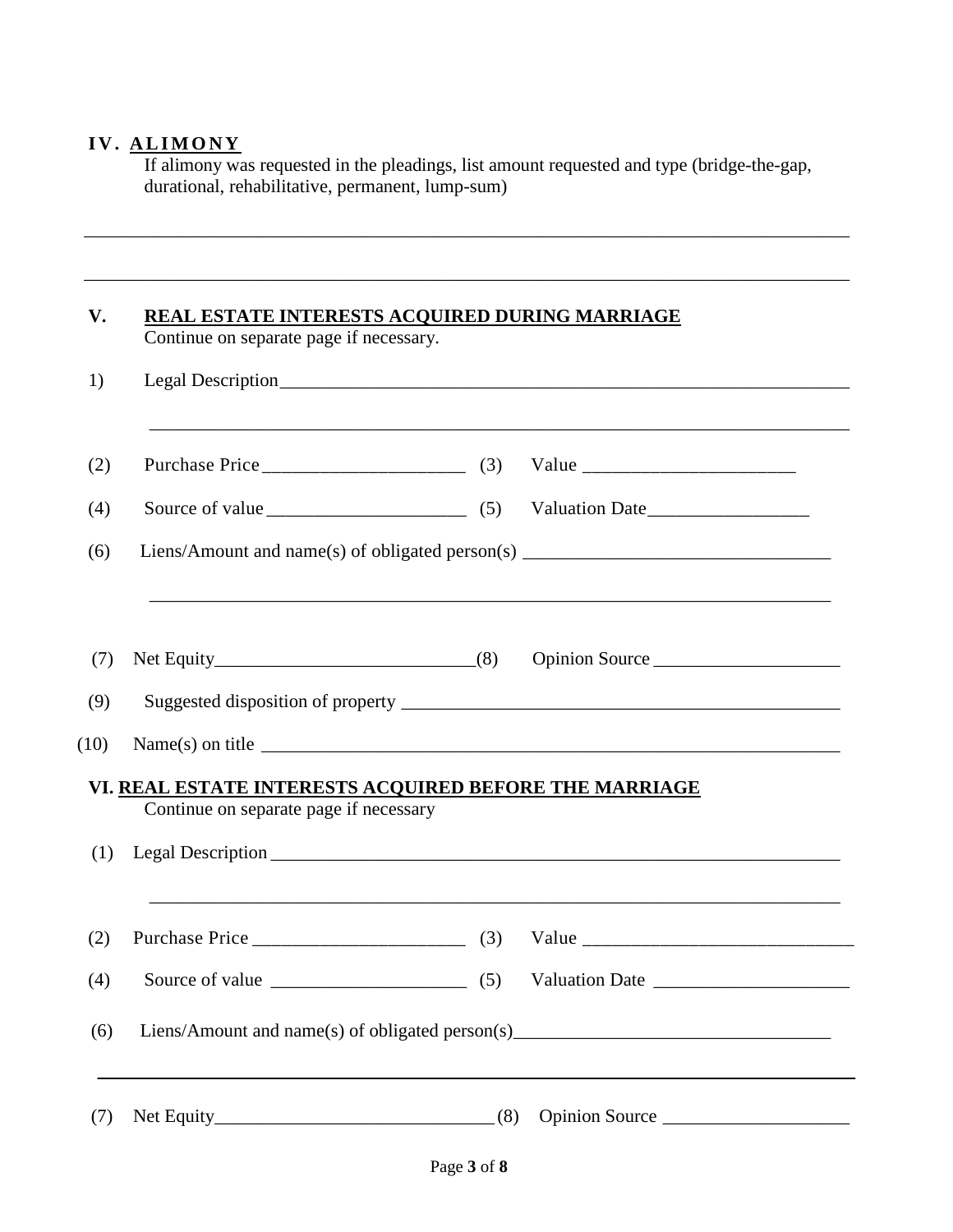## IV. ALIMONY

If alimony was requested in the pleadings, list amount requested and type (bridge-the-gap, durational, rehabilitative, permanent, lump-sum)

______________________________________________________________________________

______________________________________________________________________________

## V. REAL ESTATE INTERESTS ACQUIRED DURING MARRIAGE

Continue on separate page if necessary.

1) Legal Description______________________________________________________________

______________________________________________________________________________

(2) Purchase Price _____________________ (3) Value ______________________

(4) Source of value _____________________ (5) Valuation Date_________________

(6) Liens/Amount and name(s) of obligated person(s) ________________________________

______________________________________________________________________________

(7) Net Equity____________________________(8) Opinion Source ___________________

(9) Suggested disposition of property _______________________________________________

(10) Name(s) on title _______________________________________________________________

## VI. REAL ESTATE INTERESTS ACQUIRED BEFORE THE MARRIAGE

Continue on separate page if necessary

(1) Legal Description ______________________________________________________________

______________________________________________________________________________

(2) Purchase Price _______________________ (3) Value ____________________________

(4) Source of value _____________________ (5) Valuation Date _____________________

(6) Liens/Amount and name(s) of obligated person(s)_________________________________

______________________________________________________________________________

(7) Net Equity______________________________(8) Opinion Source ___________________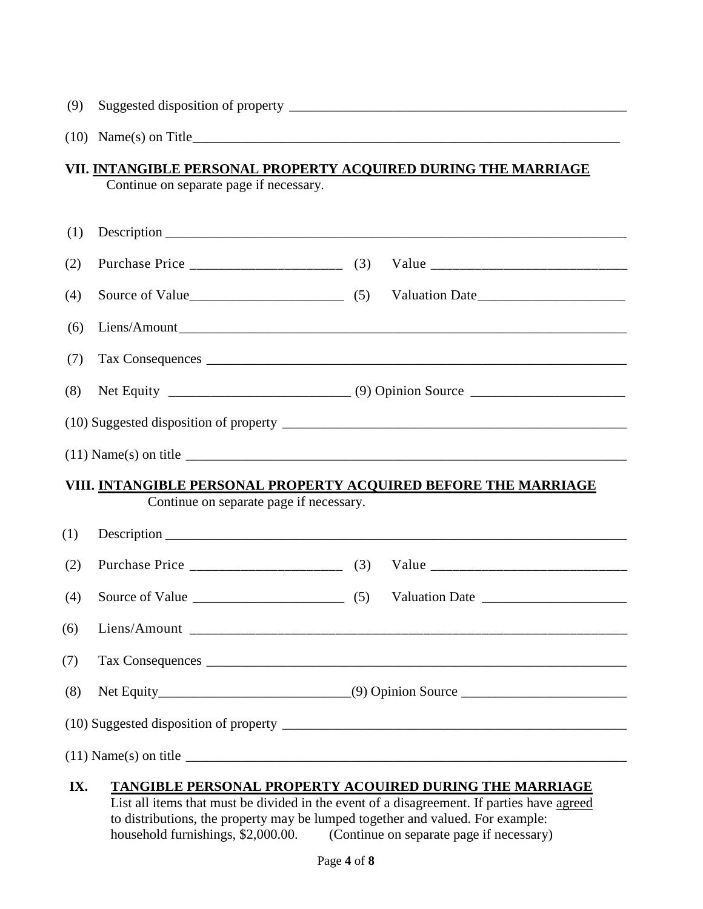(9) Suggested disposition of property ______________________________________________

(10) Name(s) on Title______________________________________________________________

## VII. INTANGIBLE PERSONAL PROPERTY ACQUIRED DURING THE MARRIAGE

Continue on separate page if necessary.

(1) Description ______________________________________________________________

(2) Purchase Price ____________________ (3) Value _________________________

(4) Source of Value____________________ (5) Valuation Date____________________

(6) Liens/Amount______________________________________________________________

(7) Tax Consequences __________________________________________________________

(8) Net Equity _______________________ (9) Opinion Source ____________________

(10) Suggested disposition of property _______________________________________________

(11) Name(s) on title __________________________________________________________

## VIII. INTANGIBLE PERSONAL PROPERTY ACQUIRED BEFORE THE MARRIAGE

Continue on separate page if necessary.

(1) Description ______________________________________________________________

(2) Purchase Price ____________________ (3) Value _________________________

(4) Source of Value ____________________ (5) Valuation Date ____________________

(6) Liens/Amount ______________________________________________________________

(7) Tax Consequences __________________________________________________________

(8) Net Equity_________________________(9) Opinion Source ______________________

(10) Suggested disposition of property _______________________________________________

(11) Name(s) on title __________________________________________________________

## IX. TANGIBLE PERSONAL PROPERTY ACOUIRED DURING THE MARRIAGE

List all items that must be divided in the event of a disagreement. If parties have agreed to distributions, the property may be lumped together and valued. For example: household furnishings, $2,000.00. (Continue on separate page if necessary)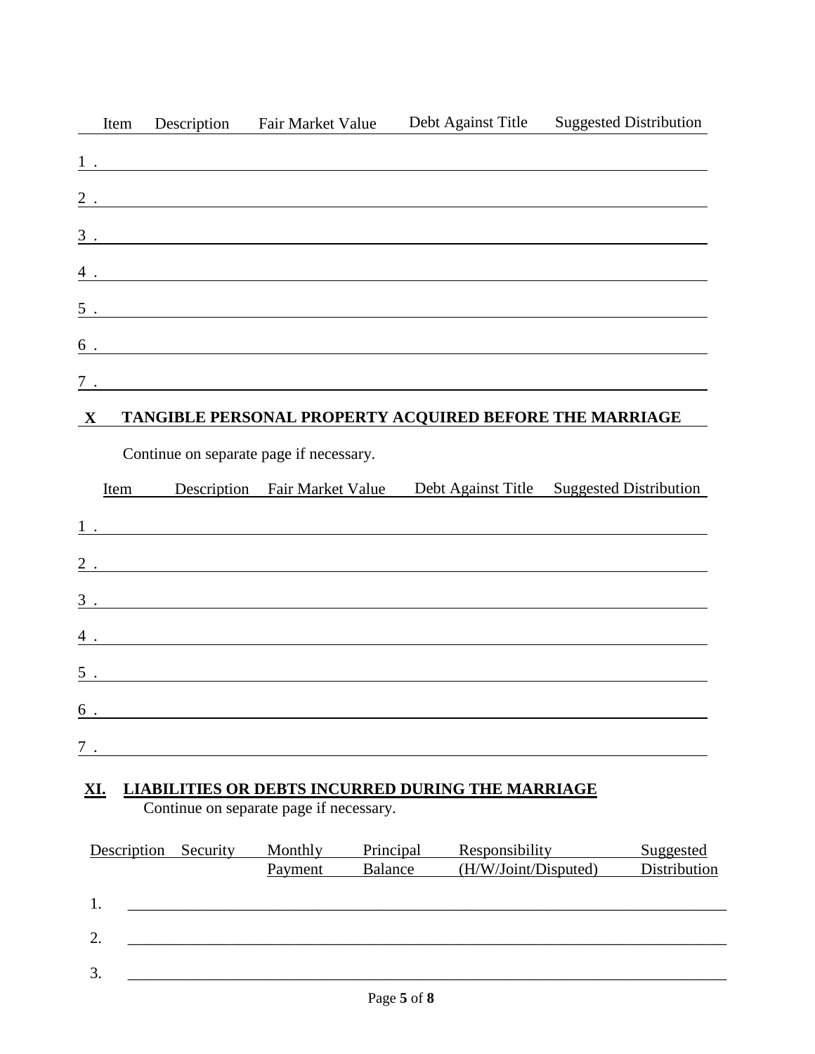| Item | Description | Fair Market Value | Debt Against Title | Suggested Distribution |
|---|---|---|---|---|
| 1 . | | | | |
| 2 . | | | | |
| 3 . | | | | |
| 4 . | | | | |
| 5 . | | | | |
| 6 . | | | | |
| 7 . | | | | |

## X TANGIBLE PERSONAL PROPERTY ACQUIRED BEFORE THE MARRIAGE

Continue on separate page if necessary.

| Item | Description | Fair Market Value | Debt Against Title | Suggested Distribution |
|---|---|---|---|---|
| 1 . | | | | |
| 2 . | | | | |
| 3 . | | | | |
| 4 . | | | | |
| 5 . | | | | |
| 6 . | | | | |
| 7 . | | | | |

## XI. LIABILITIES OR DEBTS INCURRED DURING THE MARRIAGE

Continue on separate page if necessary.

| | Description | Security | Monthly Payment | Principal Balance | Responsibility (H/W/Joint/Disputed) | Suggested Distribution |
|---|---|---|---|---|---|---|
| 1. | | | | | | |
| 2. | | | | | | |
| 3. | | | | | | |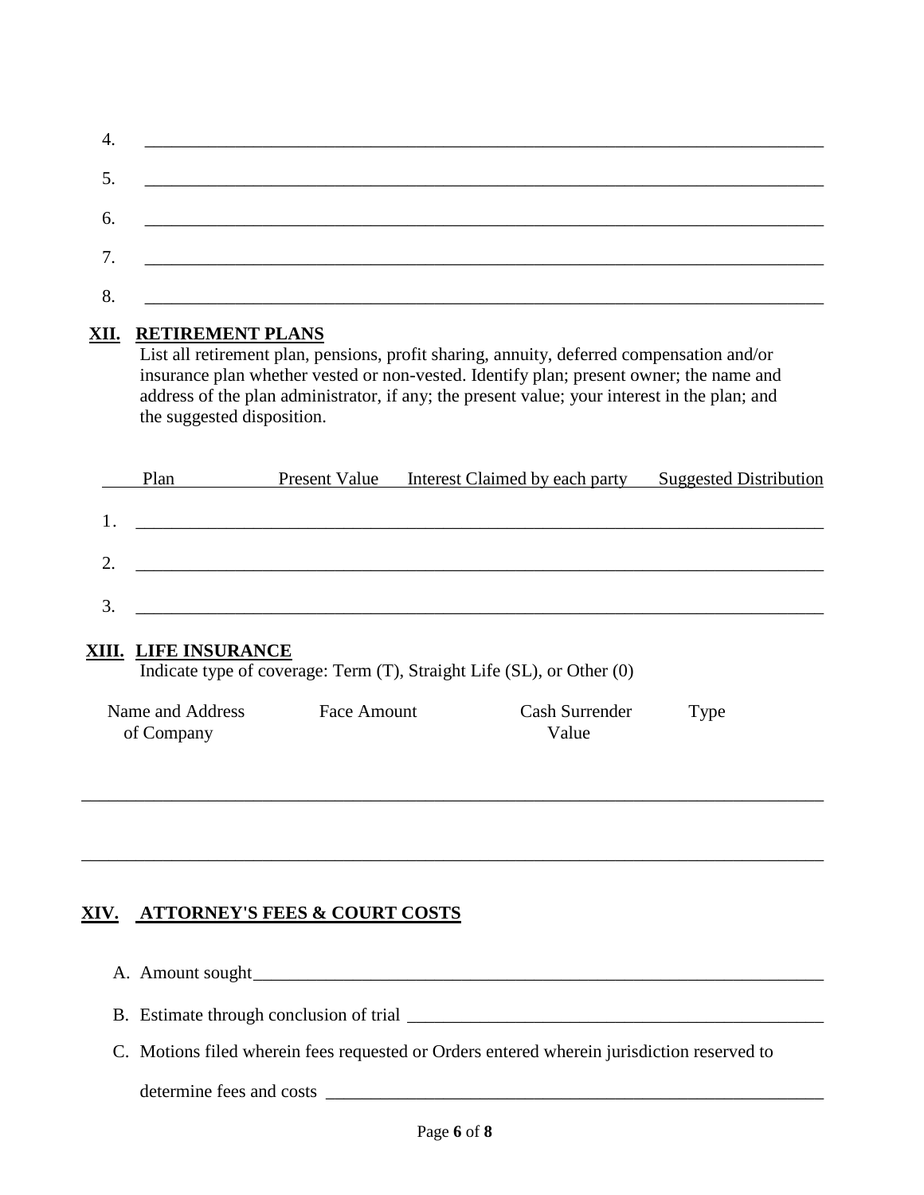4. \_\_\_\_\_\_\_\_\_\_\_\_\_\_\_\_\_\_\_\_\_\_\_\_\_\_\_\_\_\_\_\_\_\_\_\_\_\_\_\_\_\_\_\_\_\_\_\_\_\_\_\_\_\_\_\_\_\_\_\_\_\_\_\_\_\_\_\_\_\_\_\_\_\_\_\_

5. \_\_\_\_\_\_\_\_\_\_\_\_\_\_\_\_\_\_\_\_\_\_\_\_\_\_\_\_\_\_\_\_\_\_\_\_\_\_\_\_\_\_\_\_\_\_\_\_\_\_\_\_\_\_\_\_\_\_\_\_\_\_\_\_\_\_\_\_\_\_\_\_\_\_\_\_

6. \_\_\_\_\_\_\_\_\_\_\_\_\_\_\_\_\_\_\_\_\_\_\_\_\_\_\_\_\_\_\_\_\_\_\_\_\_\_\_\_\_\_\_\_\_\_\_\_\_\_\_\_\_\_\_\_\_\_\_\_\_\_\_\_\_\_\_\_\_\_\_\_\_\_\_\_

7. \_\_\_\_\_\_\_\_\_\_\_\_\_\_\_\_\_\_\_\_\_\_\_\_\_\_\_\_\_\_\_\_\_\_\_\_\_\_\_\_\_\_\_\_\_\_\_\_\_\_\_\_\_\_\_\_\_\_\_\_\_\_\_\_\_\_\_\_\_\_\_\_\_\_\_\_

8. \_\_\_\_\_\_\_\_\_\_\_\_\_\_\_\_\_\_\_\_\_\_\_\_\_\_\_\_\_\_\_\_\_\_\_\_\_\_\_\_\_\_\_\_\_\_\_\_\_\_\_\_\_\_\_\_\_\_\_\_\_\_\_\_\_\_\_\_\_\_\_\_\_\_\_\_

## XII. RETIREMENT PLANS

List all retirement plan, pensions, profit sharing, annuity, deferred compensation and/or insurance plan whether vested or non-vested. Identify plan; present owner; the name and address of the plan administrator, if any; the present value; your interest in the plan; and the suggested disposition.

| | Plan | Present Value | Interest Claimed by each party | Suggested Distribution |
|---|---|---|---|---|
| 1. | | | | |
| 2. | | | | |
| 3. | | | | |

## XIII. LIFE INSURANCE

Indicate type of coverage: Term (T), Straight Life (SL), or Other (0)

| Name and Address of Company | Face Amount | Cash Surrender Value | Type |
|---|---|---|---|
| | | | |
| | | | |

## XIV. ATTORNEY'S FEES & COURT COSTS

A. Amount sought\_\_\_\_\_\_\_\_\_\_\_\_\_\_\_\_\_\_\_\_\_\_\_\_\_\_\_\_\_\_\_\_\_\_\_\_\_\_\_\_\_\_\_\_\_\_\_\_\_\_\_\_\_\_\_\_\_\_\_\_\_\_

B. Estimate through conclusion of trial \_\_\_\_\_\_\_\_\_\_\_\_\_\_\_\_\_\_\_\_\_\_\_\_\_\_\_\_\_\_\_\_\_\_\_\_\_\_\_\_\_\_\_\_\_\_

C. Motions filed wherein fees requested or Orders entered wherein jurisdiction reserved to determine fees and costs \_\_\_\_\_\_\_\_\_\_\_\_\_\_\_\_\_\_\_\_\_\_\_\_\_\_\_\_\_\_\_\_\_\_\_\_\_\_\_\_\_\_\_\_\_\_\_\_\_\_\_\_\_\_\_\_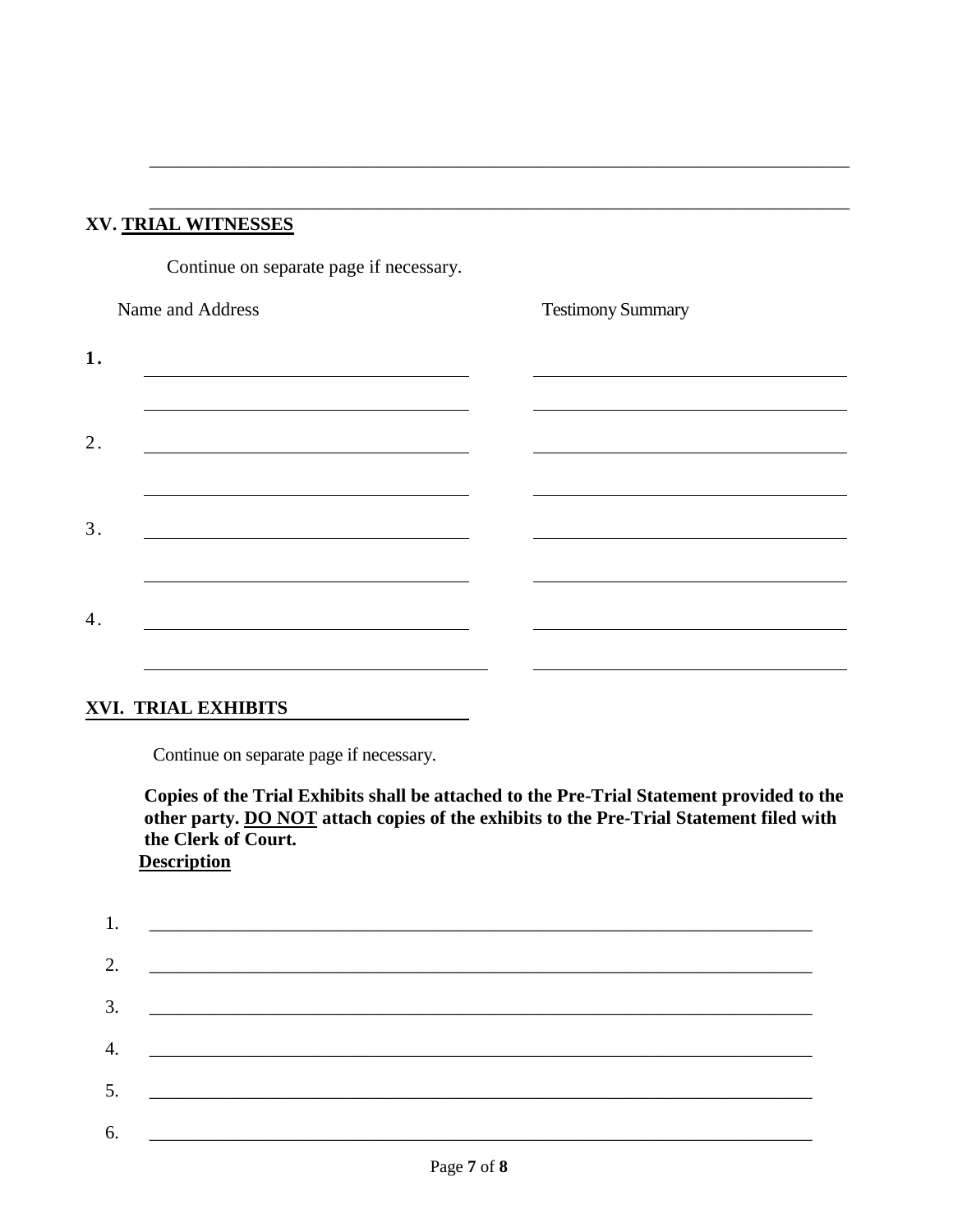\_\_\_\_\_\_\_\_\_\_\_\_\_\_\_\_\_\_\_\_\_\_\_\_\_\_\_\_\_\_\_\_\_\_\_\_\_\_\_\_\_\_\_\_\_\_\_\_\_\_\_\_\_\_\_\_\_\_\_\_\_\_\_\_\_\_\_\_\_\_

\_\_\_\_\_\_\_\_\_\_\_\_\_\_\_\_\_\_\_\_\_\_\_\_\_\_\_\_\_\_\_\_\_\_\_\_\_\_\_\_\_\_\_\_\_\_\_\_\_\_\_\_\_\_\_\_\_\_\_\_\_\_\_\_\_\_\_\_\_\_

## XV. TRIAL WITNESSES

Continue on separate page if necessary.

| | Name and Address | Testimony Summary |
|---|---|---|
| **1.** | \_\_\_\_\_\_\_\_\_\_\_\_\_\_\_\_\_\_\_\_\_\_\_\_\_\_\_\_\_\_ | \_\_\_\_\_\_\_\_\_\_\_\_\_\_\_\_\_\_\_\_\_\_\_\_\_\_\_\_\_\_ |
| | \_\_\_\_\_\_\_\_\_\_\_\_\_\_\_\_\_\_\_\_\_\_\_\_\_\_\_\_\_\_ | \_\_\_\_\_\_\_\_\_\_\_\_\_\_\_\_\_\_\_\_\_\_\_\_\_\_\_\_\_\_ |
| 2. | \_\_\_\_\_\_\_\_\_\_\_\_\_\_\_\_\_\_\_\_\_\_\_\_\_\_\_\_\_\_ | \_\_\_\_\_\_\_\_\_\_\_\_\_\_\_\_\_\_\_\_\_\_\_\_\_\_\_\_\_\_ |
| | \_\_\_\_\_\_\_\_\_\_\_\_\_\_\_\_\_\_\_\_\_\_\_\_\_\_\_\_\_\_ | \_\_\_\_\_\_\_\_\_\_\_\_\_\_\_\_\_\_\_\_\_\_\_\_\_\_\_\_\_\_ |
| 3. | \_\_\_\_\_\_\_\_\_\_\_\_\_\_\_\_\_\_\_\_\_\_\_\_\_\_\_\_\_\_ | \_\_\_\_\_\_\_\_\_\_\_\_\_\_\_\_\_\_\_\_\_\_\_\_\_\_\_\_\_\_ |
| | \_\_\_\_\_\_\_\_\_\_\_\_\_\_\_\_\_\_\_\_\_\_\_\_\_\_\_\_\_\_ | \_\_\_\_\_\_\_\_\_\_\_\_\_\_\_\_\_\_\_\_\_\_\_\_\_\_\_\_\_\_ |
| 4. | \_\_\_\_\_\_\_\_\_\_\_\_\_\_\_\_\_\_\_\_\_\_\_\_\_\_\_\_\_\_ | \_\_\_\_\_\_\_\_\_\_\_\_\_\_\_\_\_\_\_\_\_\_\_\_\_\_\_\_\_\_ |
| | \_\_\_\_\_\_\_\_\_\_\_\_\_\_\_\_\_\_\_\_\_\_\_\_\_\_\_\_\_\_ | \_\_\_\_\_\_\_\_\_\_\_\_\_\_\_\_\_\_\_\_\_\_\_\_\_\_\_\_\_\_ |

## XVI. TRIAL EXHIBITS

Continue on separate page if necessary.

**Copies of the Trial Exhibits shall be attached to the Pre-Trial Statement provided to the other party. <u>DO NOT</u> attach copies of the exhibits to the Pre-Trial Statement filed with the Clerk of Court.**

**<u>Description</u>**

1. \_\_\_\_\_\_\_\_\_\_\_\_\_\_\_\_\_\_\_\_\_\_\_\_\_\_\_\_\_\_\_\_\_\_\_\_\_\_\_\_\_\_\_\_\_\_\_\_\_\_\_\_\_\_\_\_\_\_\_\_\_\_\_\_
2. \_\_\_\_\_\_\_\_\_\_\_\_\_\_\_\_\_\_\_\_\_\_\_\_\_\_\_\_\_\_\_\_\_\_\_\_\_\_\_\_\_\_\_\_\_\_\_\_\_\_\_\_\_\_\_\_\_\_\_\_\_\_\_\_
3. \_\_\_\_\_\_\_\_\_\_\_\_\_\_\_\_\_\_\_\_\_\_\_\_\_\_\_\_\_\_\_\_\_\_\_\_\_\_\_\_\_\_\_\_\_\_\_\_\_\_\_\_\_\_\_\_\_\_\_\_\_\_\_\_
4. \_\_\_\_\_\_\_\_\_\_\_\_\_\_\_\_\_\_\_\_\_\_\_\_\_\_\_\_\_\_\_\_\_\_\_\_\_\_\_\_\_\_\_\_\_\_\_\_\_\_\_\_\_\_\_\_\_\_\_\_\_\_\_\_
5. \_\_\_\_\_\_\_\_\_\_\_\_\_\_\_\_\_\_\_\_\_\_\_\_\_\_\_\_\_\_\_\_\_\_\_\_\_\_\_\_\_\_\_\_\_\_\_\_\_\_\_\_\_\_\_\_\_\_\_\_\_\_\_\_
6. \_\_\_\_\_\_\_\_\_\_\_\_\_\_\_\_\_\_\_\_\_\_\_\_\_\_\_\_\_\_\_\_\_\_\_\_\_\_\_\_\_\_\_\_\_\_\_\_\_\_\_\_\_\_\_\_\_\_\_\_\_\_\_\_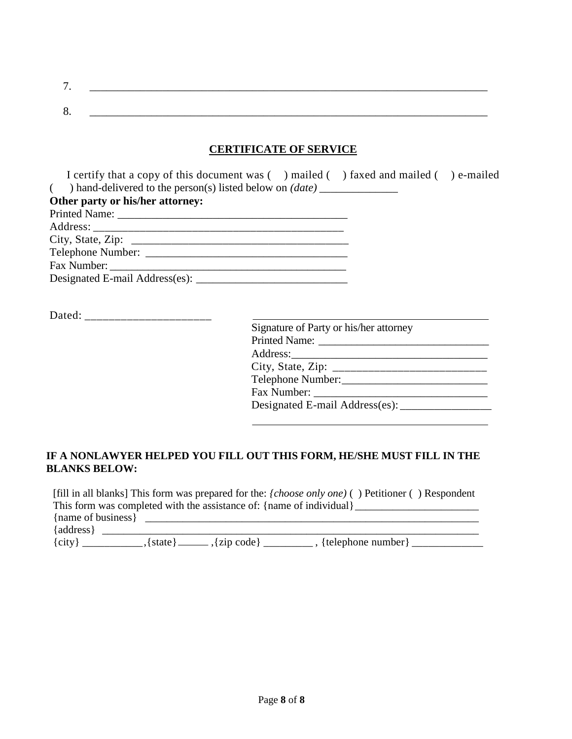7. ______________________________________________________________________

8. ______________________________________________________________________

## CERTIFICATE OF SERVICE

I certify that a copy of this document was ( ) mailed ( ) faxed and mailed ( ) e-mailed ( ) hand-delivered to the person(s) listed below on *(date)* ______________

**Other party or his/her attorney:**

Printed Name: _________________________________________

Address: _____________________________________________

City, State, Zip: _______________________________________

Telephone Number: ____________________________________

Fax Number: __________________________________________

Designated E-mail Address(es): ___________________________

Dated: ______________________

_____________________________________________

Signature of Party or his/her attorney

Printed Name: _______________________________

Address: ___________________________________

City, State, Zip: ____________________________

Telephone Number: __________________________

Fax Number: ________________________________

Designated E-mail Address(es): ________________

_____________________________________________

**IF A NONLAWYER HELPED YOU FILL OUT THIS FORM, HE/SHE MUST FILL IN THE BLANKS BELOW:**

[fill in all blanks] This form was prepared for the: *{choose only one)* ( ) Petitioner ( ) Respondent

This form was completed with the assistance of: {name of individual} _______________________

{name of business} _________________________________________________________________

{address} _________________________________________________________________________

{city} ___________,{state} ______ ,{zip code} _________ , {telephone number} _____________